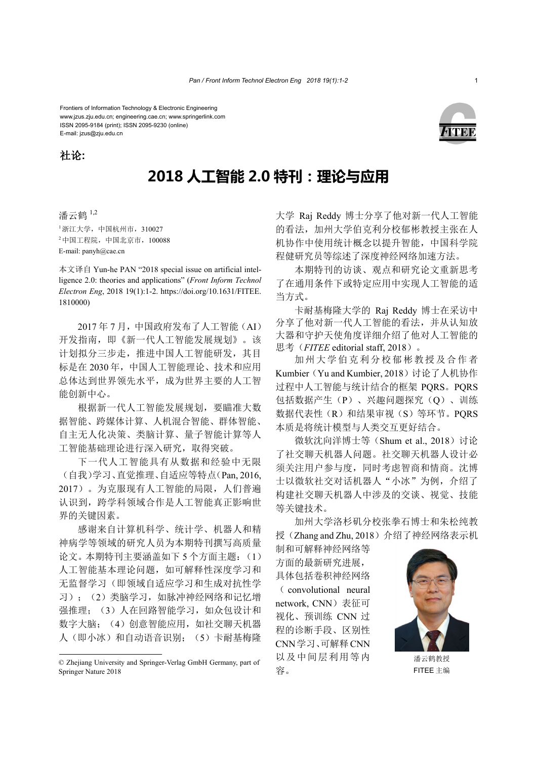Frontiers of Information Technology & Electronic Engineering
www.jzus.zju.edu.cn; engineering.cae.cn; www.springerlink.com
ISSN 2095-9184 (print); ISSN 2095-9230 (online)
E-mail: jzus@zju.edu.cn

**社论:**

# 2018 人工智能 2.0 特刊：理论与应用

潘云鹤[1,2]

[1]浙江大学，中国杭州市，310027
[2]中国工程院，中国北京市，100088
E-mail: panyh@cae.cn

本文译自 Yun-he PAN "2018 special issue on artificial intelligence 2.0: theories and applications" (*Front Inform Technol Electron Eng*, 2018 19(1):1-2. https://doi.org/10.1631/FITEE.1810000)

2017 年 7 月，中国政府发布了人工智能（AI）开发指南，即《新一代人工智能发展规划》。该计划拟分三步走，推进中国人工智能研发，其目标是在 2030 年，中国人工智能理论、技术和应用总体达到世界领先水平，成为世界主要的人工智能创新中心。

根据新一代人工智能发展规划，要瞄准大数据智能、跨媒体计算、人机混合智能、群体智能、自主无人化决策、类脑计算、量子智能计算等人工智能基础理论进行深入研究，取得突破。

下一代人工智能具有从数据和经验中无限（自我）学习、直觉推理、自适应等特点（Pan, 2016, 2017）。为克服现有人工智能的局限，人们普遍认识到，跨学科领域合作是人工智能真正影响世界的关键因素。

感谢来自计算机科学、统计学、机器人和精神病学等领域的研究人员为本期特刊撰写高质量论文。本期特刊主要涵盖如下 5 个方面主题：（1）人工智能基本理论问题，如可解释性深度学习和无监督学习（即领域自适应学习和生成对抗性学习）；（2）类脑学习，如脉冲神经网络和记忆增强推理；（3）人在回路智能学习，如众包设计和数字大脑；（4）创意智能应用，如社交聊天机器人（即小冰）和自动语音识别；（5）卡耐基梅隆大学 Raj Reddy 博士分享了他对新一代人工智能的看法，加州大学伯克利分校郁彬教授主张在人机协作中使用统计概念以提升智能，中国科学院程健研究员等综述了深度神经网络加速方法。

本期特刊的访谈、观点和研究论文重新思考了在通用条件下或特定应用中实现人工智能的适当方式。

卡耐基梅隆大学的 Raj Reddy 博士在采访中分享了他对新一代人工智能的看法，并从认知放大器和守护天使角度详细介绍了他对人工智能的思考（*FITEE* editorial staff, 2018）。

加州大学伯克利分校郁彬教授及合作者 Kumbier（Yu and Kumbier, 2018）讨论了人机协作过程中人工智能与统计结合的框架 PQRS。PQRS 包括数据产生（P）、兴趣问题探究（Q）、训练数据代表性（R）和结果审视（S）等环节。PQRS 本质是将统计模型与人类交互更好结合。

微软沈向洋博士等（Shum et al., 2018）讨论了社交聊天机器人问题。社交聊天机器人设计必须关注用户参与度，同时考虑智商和情商。沈博士以微软社交对话机器人“小冰”为例，介绍了构建社交聊天机器人中涉及的交谈、视觉、技能等关键技术。

加州大学洛杉矶分校张拳石博士和朱松纯教授（Zhang and Zhu, 2018）介绍了神经网络表示机制和可解释神经网络等方面的最新研究进展，具体包括卷积神经网络（convolutional neural network, CNN）表征可视化、预训练 CNN 过程的诊断手段、区别性 CNN 学习、可解释 CNN 以及中间层利用等内容。

潘云鹤教授
FITEE 主编

© Zhejiang University and Springer-Verlag GmbH Germany, part of Springer Nature 2018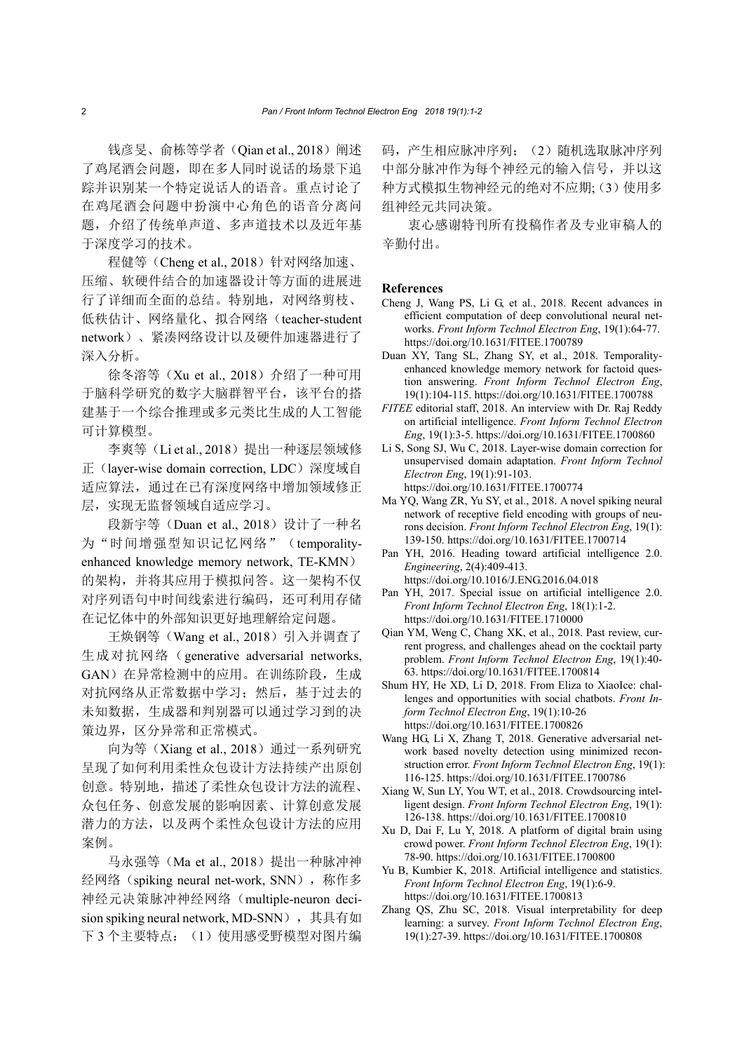钱彦旻、俞栋等学者（Qian et al., 2018）阐述了鸡尾酒会问题，即在多人同时说话的场景下追踪并识别某一个特定说话人的语音。重点讨论了在鸡尾酒会问题中扮演中心角色的语音分离问题，介绍了传统单声道、多声道技术以及近年基于深度学习的技术。

程健等（Cheng et al., 2018）针对网络加速、压缩、软硬件结合的加速器设计等方面的进展进行了详细而全面的总结。特别地，对网络剪枝、低秩估计、网络量化、拟合网络（teacher-student network）、紧凑网络设计以及硬件加速器进行了深入分析。

徐冬溶等（Xu et al., 2018）介绍了一种可用于脑科学研究的数字大脑群智平台，该平台的搭建基于一个综合推理或多元类比生成的人工智能可计算模型。

李爽等（Li et al., 2018）提出一种逐层领域修正（layer-wise domain correction, LDC）深度域自适应算法，通过在已有深度网络中增加领域修正层，实现无监督领域自适应学习。

段新宇等（Duan et al., 2018）设计了一种名为“时间增强型知识记忆网络”（temporality-enhanced knowledge memory network, TE-KMN）的架构，并将其应用于模拟问答。这一架构不仅对序列语句中时间线索进行编码，还可利用存储在记忆体中的外部知识更好地理解给定问题。

王焕钢等（Wang et al., 2018）引入并调查了生成对抗网络（generative adversarial networks, GAN）在异常检测中的应用。在训练阶段，生成对抗网络从正常数据中学习；然后，基于过去的未知数据，生成器和判别器可以通过学习到的决策边界，区分异常和正常模式。

向为等（Xiang et al., 2018）通过一系列研究呈现了如何利用柔性众包设计方法持续产出原创创意。特别地，描述了柔性众包设计方法的流程、众包任务、创意发展的影响因素、计算创意发展潜力的方法，以及两个柔性众包设计方法的应用案例。

马永强等（Ma et al., 2018）提出一种脉冲神经网络（spiking neural net-work, SNN），称作多神经元决策脉冲神经网络（multiple-neuron decision spiking neural network, MD-SNN），其具有如下 3 个主要特点：（1）使用感受野模型对图片编码，产生相应脉冲序列；（2）随机选取脉冲序列中部分脉冲作为每个神经元的输入信号，并以这种方式模拟生物神经元的绝对不应期;（3）使用多组神经元共同决策。

衷心感谢特刊所有投稿作者及专业审稿人的辛勤付出。

## References

Cheng J, Wang PS, Li G, et al., 2018. Recent advances in efficient computation of deep convolutional neural networks. *Front Inform Technol Electron Eng*, 19(1):64-77. https://doi.org/10.1631/FITEE.1700789

Duan XY, Tang SL, Zhang SY, et al., 2018. Temporality-enhanced knowledge memory network for factoid question answering. *Front Inform Technol Electron Eng*, 19(1):104-115. https://doi.org/10.1631/FITEE.1700788

*FITEE* editorial staff, 2018. An interview with Dr. Raj Reddy on artificial intelligence. *Front Inform Technol Electron Eng*, 19(1):3-5. https://doi.org/10.1631/FITEE.1700860

Li S, Song SJ, Wu C, 2018. Layer-wise domain correction for unsupervised domain adaptation. *Front Inform Technol Electron Eng*, 19(1):91-103. https://doi.org/10.1631/FITEE.1700774

Ma YQ, Wang ZR, Yu SY, et al., 2018. A novel spiking neural network of receptive field encoding with groups of neurons decision. *Front Inform Technol Electron Eng*, 19(1): 139-150. https://doi.org/10.1631/FITEE.1700714

Pan YH, 2016. Heading toward artificial intelligence 2.0. *Engineering*, 2(4):409-413. https://doi.org/10.1016/J.ENG.2016.04.018

Pan YH, 2017. Special issue on artificial intelligence 2.0. *Front Inform Technol Electron Eng*, 18(1):1-2. https://doi.org/10.1631/FITEE.1710000

Qian YM, Weng C, Chang XK, et al., 2018. Past review, current progress, and challenges ahead on the cocktail party problem. *Front Inform Technol Electron Eng*, 19(1):40-63. https://doi.org/10.1631/FITEE.1700814

Shum HY, He XD, Li D, 2018. From Eliza to XiaoIce: challenges and opportunities with social chatbots. *Front Inform Technol Electron Eng*, 19(1):10-26 https://doi.org/10.1631/FITEE.1700826

Wang HG, Li X, Zhang T, 2018. Generative adversarial network based novelty detection using minimized reconstruction error. *Front Inform Technol Electron Eng*, 19(1): 116-125. https://doi.org/10.1631/FITEE.1700786

Xiang W, Sun LY, You WT, et al., 2018. Crowdsourcing intelligent design. *Front Inform Technol Electron Eng*, 19(1): 126-138. https://doi.org/10.1631/FITEE.1700810

Xu D, Dai F, Lu Y, 2018. A platform of digital brain using crowd power. *Front Inform Technol Electron Eng*, 19(1): 78-90. https://doi.org/10.1631/FITEE.1700800

Yu B, Kumbier K, 2018. Artificial intelligence and statistics. *Front Inform Technol Electron Eng*, 19(1):6-9. https://doi.org/10.1631/FITEE.1700813

Zhang QS, Zhu SC, 2018. Visual interpretability for deep learning: a survey. *Front Inform Technol Electron Eng*, 19(1):27-39. https://doi.org/10.1631/FITEE.1700808